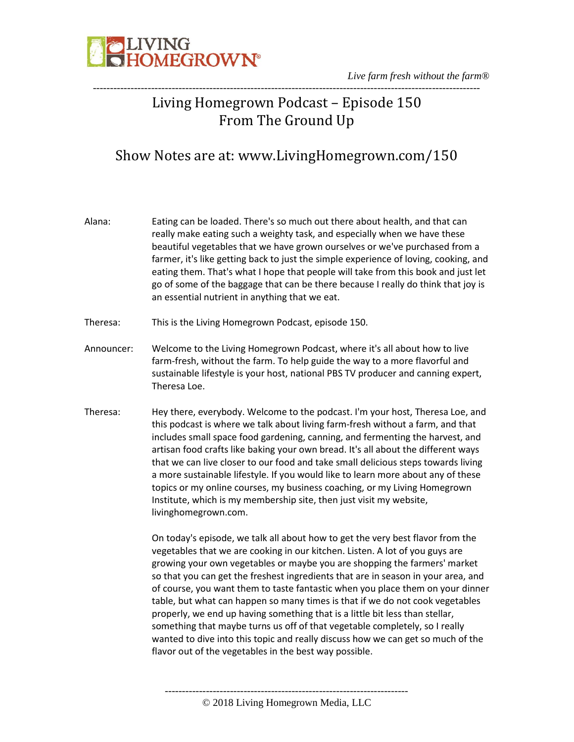# Living Homegrown Podcast – Episode 150
## From The Ground Up

### Show Notes are at: www.LivingHomegrown.com/150

Alana: Eating can be loaded. There's so much out there about health, and that can really make eating such a weighty task, and especially when we have these beautiful vegetables that we have grown ourselves or we've purchased from a farmer, it's like getting back to just the simple experience of loving, cooking, and eating them. That's what I hope that people will take from this book and just let go of some of the baggage that can be there because I really do think that joy is an essential nutrient in anything that we eat.

Theresa: This is the Living Homegrown Podcast, episode 150.

Announcer: Welcome to the Living Homegrown Podcast, where it's all about how to live farm-fresh, without the farm. To help guide the way to a more flavorful and sustainable lifestyle is your host, national PBS TV producer and canning expert, Theresa Loe.

Theresa: Hey there, everybody. Welcome to the podcast. I'm your host, Theresa Loe, and this podcast is where we talk about living farm-fresh without a farm, and that includes small space food gardening, canning, and fermenting the harvest, and artisan food crafts like baking your own bread. It's all about the different ways that we can live closer to our food and take small delicious steps towards living a more sustainable lifestyle. If you would like to learn more about any of these topics or my online courses, my business coaching, or my Living Homegrown Institute, which is my membership site, then just visit my website, livinghomegrown.com.

On today's episode, we talk all about how to get the very best flavor from the vegetables that we are cooking in our kitchen. Listen. A lot of you guys are growing your own vegetables or maybe you are shopping the farmers' market so that you can get the freshest ingredients that are in season in your area, and of course, you want them to taste fantastic when you place them on your dinner table, but what can happen so many times is that if we do not cook vegetables properly, we end up having something that is a little bit less than stellar, something that maybe turns us off of that vegetable completely, so I really wanted to dive into this topic and really discuss how we can get so much of the flavor out of the vegetables in the best way possible.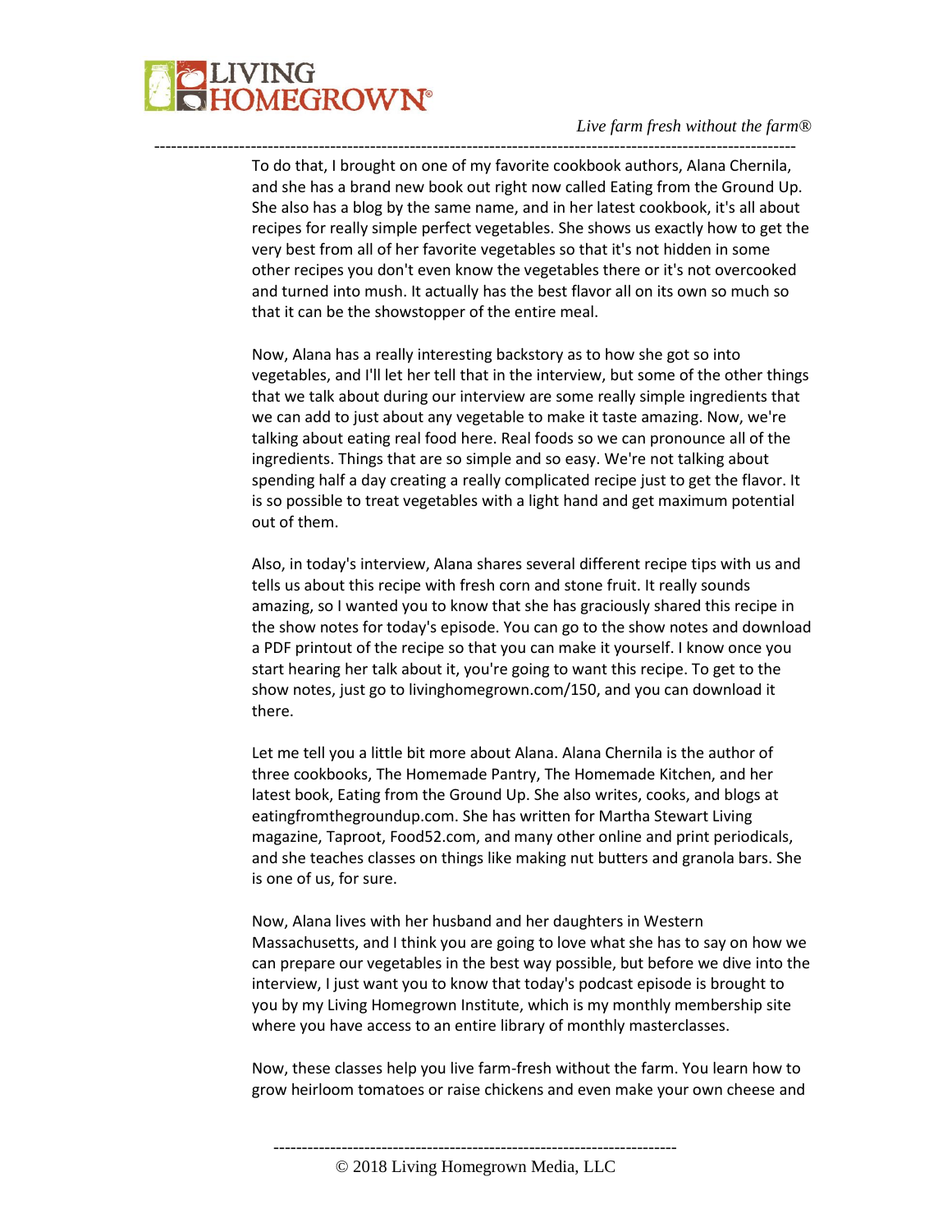To do that, I brought on one of my favorite cookbook authors, Alana Chernila, and she has a brand new book out right now called Eating from the Ground Up. She also has a blog by the same name, and in her latest cookbook, it's all about recipes for really simple perfect vegetables. She shows us exactly how to get the very best from all of her favorite vegetables so that it's not hidden in some other recipes you don't even know the vegetables there or it's not overcooked and turned into mush. It actually has the best flavor all on its own so much so that it can be the showstopper of the entire meal.

Now, Alana has a really interesting backstory as to how she got so into vegetables, and I'll let her tell that in the interview, but some of the other things that we talk about during our interview are some really simple ingredients that we can add to just about any vegetable to make it taste amazing. Now, we're talking about eating real food here. Real foods so we can pronounce all of the ingredients. Things that are so simple and so easy. We're not talking about spending half a day creating a really complicated recipe just to get the flavor. It is so possible to treat vegetables with a light hand and get maximum potential out of them.

Also, in today's interview, Alana shares several different recipe tips with us and tells us about this recipe with fresh corn and stone fruit. It really sounds amazing, so I wanted you to know that she has graciously shared this recipe in the show notes for today's episode. You can go to the show notes and download a PDF printout of the recipe so that you can make it yourself. I know once you start hearing her talk about it, you're going to want this recipe. To get to the show notes, just go to livinghomegrown.com/150, and you can download it there.

Let me tell you a little bit more about Alana. Alana Chernila is the author of three cookbooks, The Homemade Pantry, The Homemade Kitchen, and her latest book, Eating from the Ground Up. She also writes, cooks, and blogs at eatingfromthegroundup.com. She has written for Martha Stewart Living magazine, Taproot, Food52.com, and many other online and print periodicals, and she teaches classes on things like making nut butters and granola bars. She is one of us, for sure.

Now, Alana lives with her husband and her daughters in Western Massachusetts, and I think you are going to love what she has to say on how we can prepare our vegetables in the best way possible, but before we dive into the interview, I just want you to know that today's podcast episode is brought to you by my Living Homegrown Institute, which is my monthly membership site where you have access to an entire library of monthly masterclasses.

Now, these classes help you live farm-fresh without the farm. You learn how to grow heirloom tomatoes or raise chickens and even make your own cheese and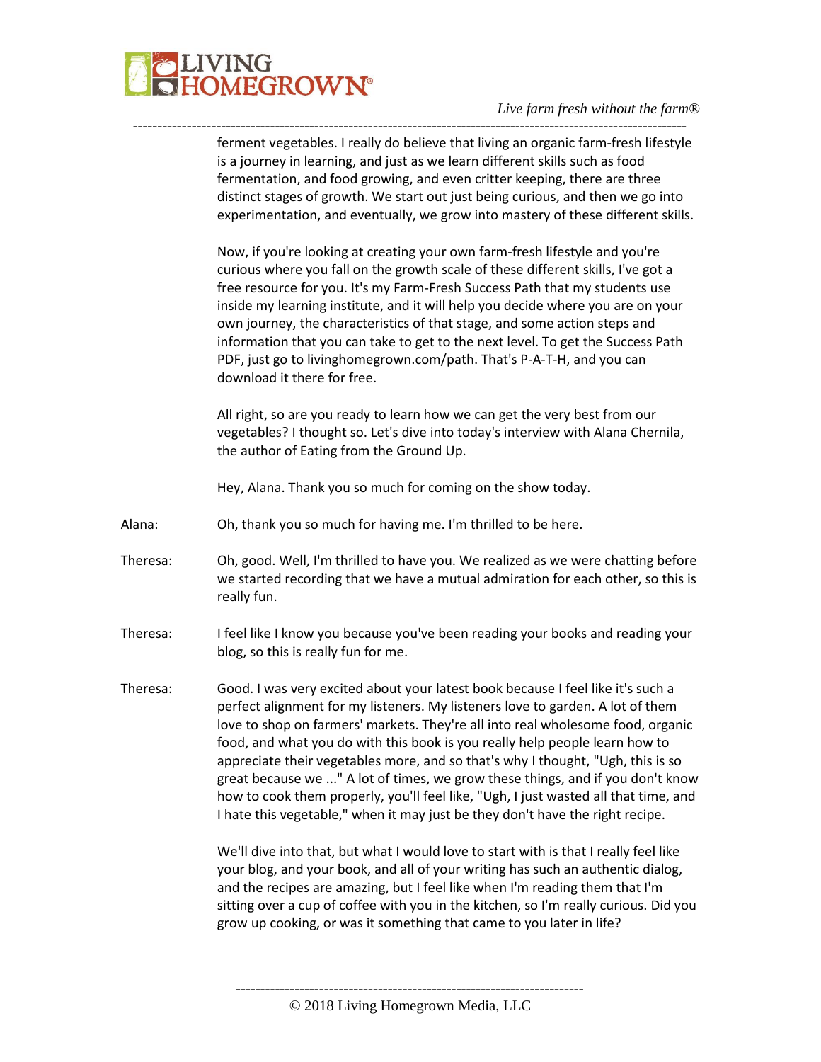ferment vegetables. I really do believe that living an organic farm-fresh lifestyle is a journey in learning, and just as we learn different skills such as food fermentation, and food growing, and even critter keeping, there are three distinct stages of growth. We start out just being curious, and then we go into experimentation, and eventually, we grow into mastery of these different skills.

Now, if you're looking at creating your own farm-fresh lifestyle and you're curious where you fall on the growth scale of these different skills, I've got a free resource for you. It's my Farm-Fresh Success Path that my students use inside my learning institute, and it will help you decide where you are on your own journey, the characteristics of that stage, and some action steps and information that you can take to get to the next level. To get the Success Path PDF, just go to livinghomegrown.com/path. That's P-A-T-H, and you can download it there for free.

All right, so are you ready to learn how we can get the very best from our vegetables? I thought so. Let's dive into today's interview with Alana Chernila, the author of Eating from the Ground Up.

Hey, Alana. Thank you so much for coming on the show today.

Alana: Oh, thank you so much for having me. I'm thrilled to be here.

Theresa: Oh, good. Well, I'm thrilled to have you. We realized as we were chatting before we started recording that we have a mutual admiration for each other, so this is really fun.

Theresa: I feel like I know you because you've been reading your books and reading your blog, so this is really fun for me.

Theresa: Good. I was very excited about your latest book because I feel like it's such a perfect alignment for my listeners. My listeners love to garden. A lot of them love to shop on farmers' markets. They're all into real wholesome food, organic food, and what you do with this book is you really help people learn how to appreciate their vegetables more, and so that's why I thought, "Ugh, this is so great because we ..." A lot of times, we grow these things, and if you don't know how to cook them properly, you'll feel like, "Ugh, I just wasted all that time, and I hate this vegetable," when it may just be they don't have the right recipe.

We'll dive into that, but what I would love to start with is that I really feel like your blog, and your book, and all of your writing has such an authentic dialog, and the recipes are amazing, but I feel like when I'm reading them that I'm sitting over a cup of coffee with you in the kitchen, so I'm really curious. Did you grow up cooking, or was it something that came to you later in life?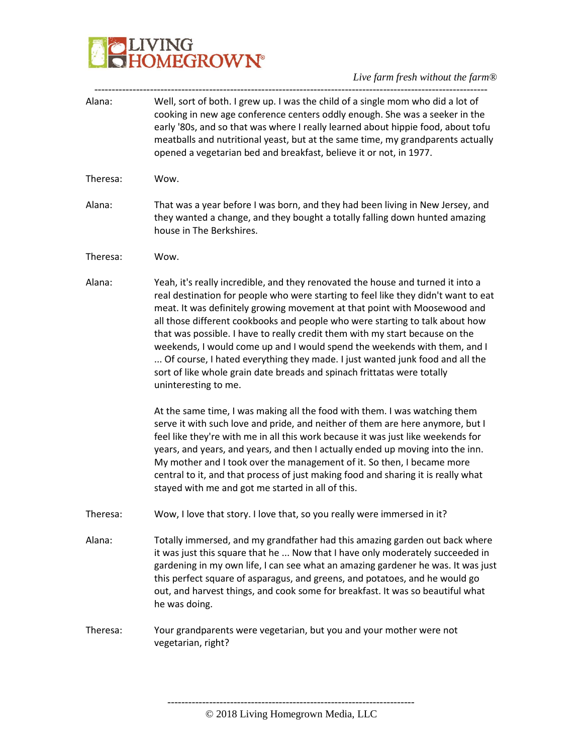Alana: Well, sort of both. I grew up. I was the child of a single mom who did a lot of cooking in new age conference centers oddly enough. She was a seeker in the early '80s, and so that was where I really learned about hippie food, about tofu meatballs and nutritional yeast, but at the same time, my grandparents actually opened a vegetarian bed and breakfast, believe it or not, in 1977.

Theresa: Wow.

Alana: That was a year before I was born, and they had been living in New Jersey, and they wanted a change, and they bought a totally falling down hunted amazing house in The Berkshires.

Theresa: Wow.

Alana: Yeah, it's really incredible, and they renovated the house and turned it into a real destination for people who were starting to feel like they didn't want to eat meat. It was definitely growing movement at that point with Moosewood and all those different cookbooks and people who were starting to talk about how that was possible. I have to really credit them with my start because on the weekends, I would come up and I would spend the weekends with them, and I ... Of course, I hated everything they made. I just wanted junk food and all the sort of like whole grain date breads and spinach frittatas were totally uninteresting to me.

At the same time, I was making all the food with them. I was watching them serve it with such love and pride, and neither of them are here anymore, but I feel like they're with me in all this work because it was just like weekends for years, and years, and years, and then I actually ended up moving into the inn. My mother and I took over the management of it. So then, I became more central to it, and that process of just making food and sharing it is really what stayed with me and got me started in all of this.

Theresa: Wow, I love that story. I love that, so you really were immersed in it?

Alana: Totally immersed, and my grandfather had this amazing garden out back where it was just this square that he ... Now that I have only moderately succeeded in gardening in my own life, I can see what an amazing gardener he was. It was just this perfect square of asparagus, and greens, and potatoes, and he would go out, and harvest things, and cook some for breakfast. It was so beautiful what he was doing.

Theresa: Your grandparents were vegetarian, but you and your mother were not vegetarian, right?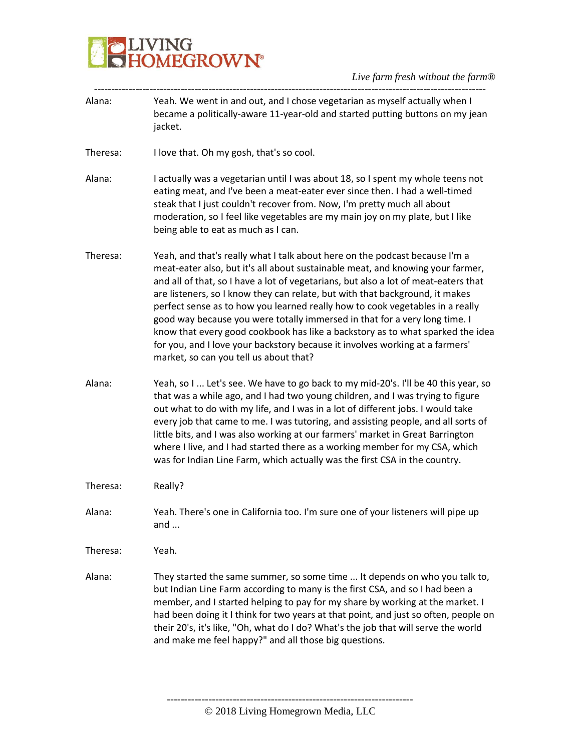Alana: Yeah. We went in and out, and I chose vegetarian as myself actually when I became a politically-aware 11-year-old and started putting buttons on my jean jacket.

Theresa: I love that. Oh my gosh, that's so cool.

Alana: I actually was a vegetarian until I was about 18, so I spent my whole teens not eating meat, and I've been a meat-eater ever since then. I had a well-timed steak that I just couldn't recover from. Now, I'm pretty much all about moderation, so I feel like vegetables are my main joy on my plate, but I like being able to eat as much as I can.

Theresa: Yeah, and that's really what I talk about here on the podcast because I'm a meat-eater also, but it's all about sustainable meat, and knowing your farmer, and all of that, so I have a lot of vegetarians, but also a lot of meat-eaters that are listeners, so I know they can relate, but with that background, it makes perfect sense as to how you learned really how to cook vegetables in a really good way because you were totally immersed in that for a very long time. I know that every good cookbook has like a backstory as to what sparked the idea for you, and I love your backstory because it involves working at a farmers' market, so can you tell us about that?

Alana: Yeah, so I ... Let's see. We have to go back to my mid-20's. I'll be 40 this year, so that was a while ago, and I had two young children, and I was trying to figure out what to do with my life, and I was in a lot of different jobs. I would take every job that came to me. I was tutoring, and assisting people, and all sorts of little bits, and I was also working at our farmers' market in Great Barrington where I live, and I had started there as a working member for my CSA, which was for Indian Line Farm, which actually was the first CSA in the country.

Theresa: Really?

Alana: Yeah. There's one in California too. I'm sure one of your listeners will pipe up and ...

Theresa: Yeah.

Alana: They started the same summer, so some time ... It depends on who you talk to, but Indian Line Farm according to many is the first CSA, and so I had been a member, and I started helping to pay for my share by working at the market. I had been doing it I think for two years at that point, and just so often, people on their 20's, it's like, "Oh, what do I do? What's the job that will serve the world and make me feel happy?" and all those big questions.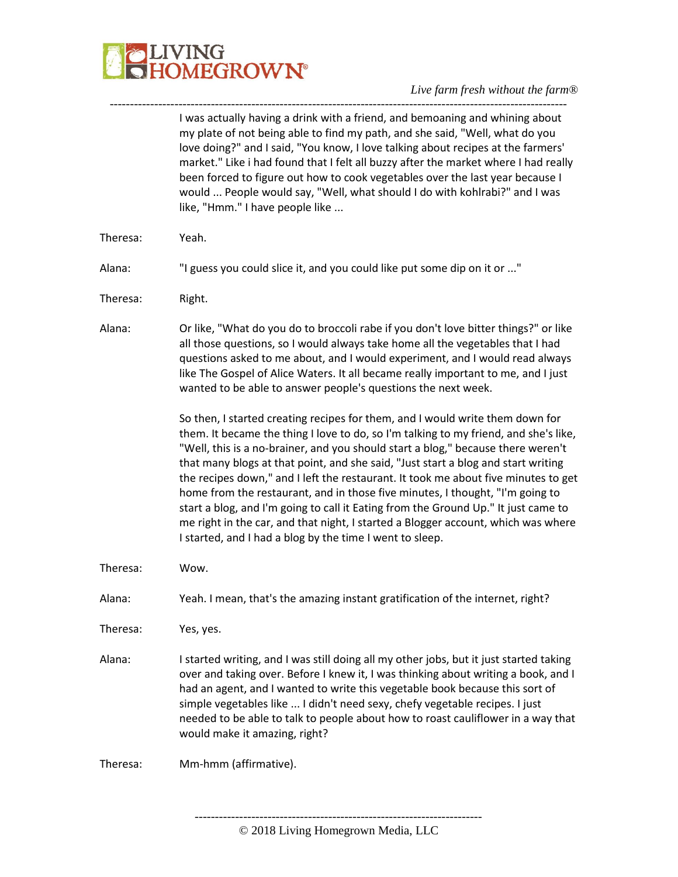I was actually having a drink with a friend, and bemoaning and whining about my plate of not being able to find my path, and she said, "Well, what do you love doing?" and I said, "You know, I love talking about recipes at the farmers' market." Like i had found that I felt all buzzy after the market where I had really been forced to figure out how to cook vegetables over the last year because I would ... People would say, "Well, what should I do with kohlrabi?" and I was like, "Hmm." I have people like ...

Theresa: Yeah.

Alana: "I guess you could slice it, and you could like put some dip on it or ..."

Theresa: Right.

Alana: Or like, "What do you do to broccoli rabe if you don't love bitter things?" or like all those questions, so I would always take home all the vegetables that I had questions asked to me about, and I would experiment, and I would read always like The Gospel of Alice Waters. It all became really important to me, and I just wanted to be able to answer people's questions the next week.

So then, I started creating recipes for them, and I would write them down for them. It became the thing I love to do, so I'm talking to my friend, and she's like, "Well, this is a no-brainer, and you should start a blog," because there weren't that many blogs at that point, and she said, "Just start a blog and start writing the recipes down," and I left the restaurant. It took me about five minutes to get home from the restaurant, and in those five minutes, I thought, "I'm going to start a blog, and I'm going to call it Eating from the Ground Up." It just came to me right in the car, and that night, I started a Blogger account, which was where I started, and I had a blog by the time I went to sleep.

Theresa: Wow.

Alana: Yeah. I mean, that's the amazing instant gratification of the internet, right?

Theresa: Yes, yes.

Alana: I started writing, and I was still doing all my other jobs, but it just started taking over and taking over. Before I knew it, I was thinking about writing a book, and I had an agent, and I wanted to write this vegetable book because this sort of simple vegetables like ... I didn't need sexy, chefy vegetable recipes. I just needed to be able to talk to people about how to roast cauliflower in a way that would make it amazing, right?

Theresa: Mm-hmm (affirmative).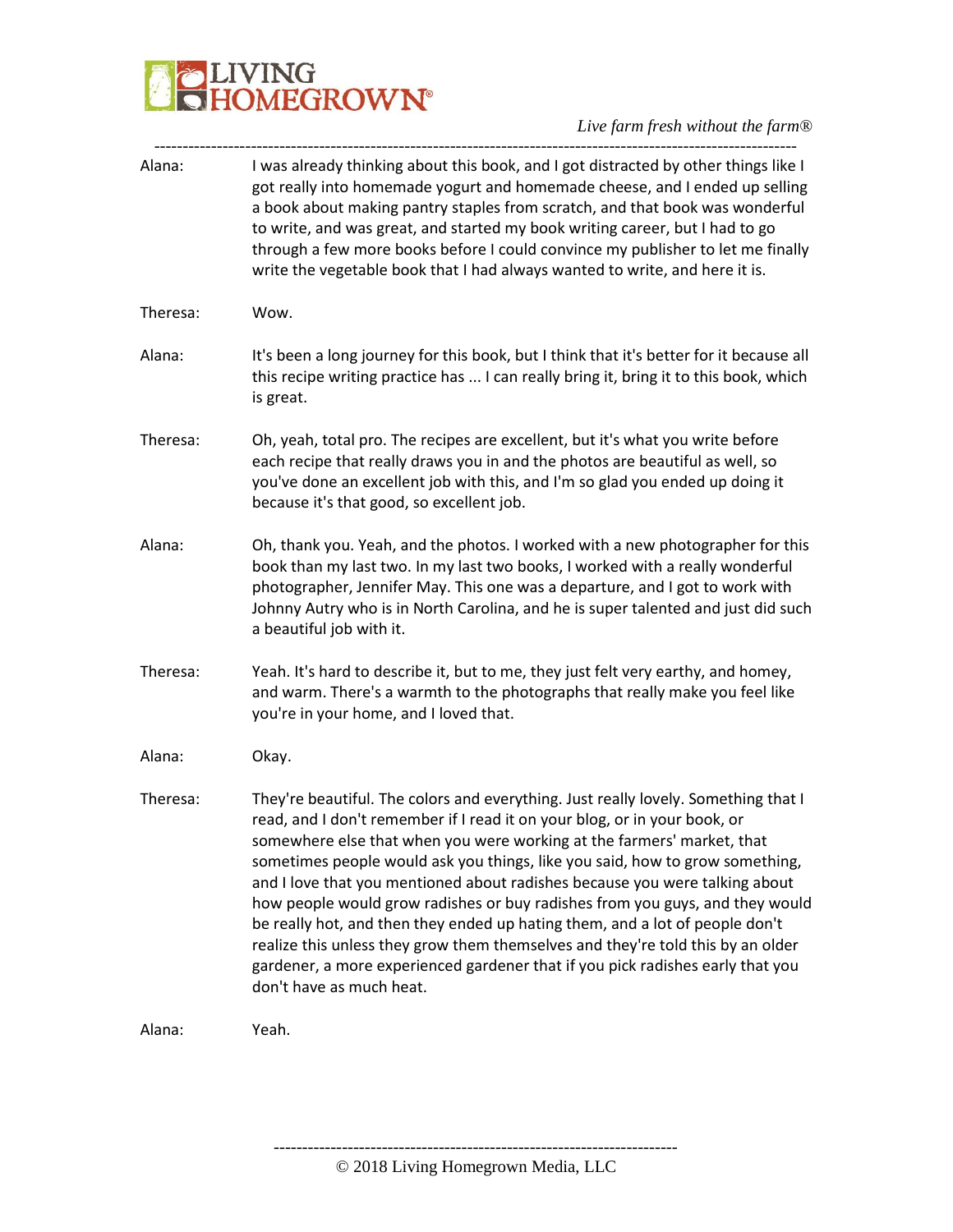Alana: I was already thinking about this book, and I got distracted by other things like I got really into homemade yogurt and homemade cheese, and I ended up selling a book about making pantry staples from scratch, and that book was wonderful to write, and was great, and started my book writing career, but I had to go through a few more books before I could convince my publisher to let me finally write the vegetable book that I had always wanted to write, and here it is.

Theresa: Wow.

Alana: It's been a long journey for this book, but I think that it's better for it because all this recipe writing practice has ... I can really bring it, bring it to this book, which is great.

Theresa: Oh, yeah, total pro. The recipes are excellent, but it's what you write before each recipe that really draws you in and the photos are beautiful as well, so you've done an excellent job with this, and I'm so glad you ended up doing it because it's that good, so excellent job.

Alana: Oh, thank you. Yeah, and the photos. I worked with a new photographer for this book than my last two. In my last two books, I worked with a really wonderful photographer, Jennifer May. This one was a departure, and I got to work with Johnny Autry who is in North Carolina, and he is super talented and just did such a beautiful job with it.

Theresa: Yeah. It's hard to describe it, but to me, they just felt very earthy, and homey, and warm. There's a warmth to the photographs that really make you feel like you're in your home, and I loved that.

Alana: Okay.

Theresa: They're beautiful. The colors and everything. Just really lovely. Something that I read, and I don't remember if I read it on your blog, or in your book, or somewhere else that when you were working at the farmers' market, that sometimes people would ask you things, like you said, how to grow something, and I love that you mentioned about radishes because you were talking about how people would grow radishes or buy radishes from you guys, and they would be really hot, and then they ended up hating them, and a lot of people don't realize this unless they grow them themselves and they're told this by an older gardener, a more experienced gardener that if you pick radishes early that you don't have as much heat.

Alana: Yeah.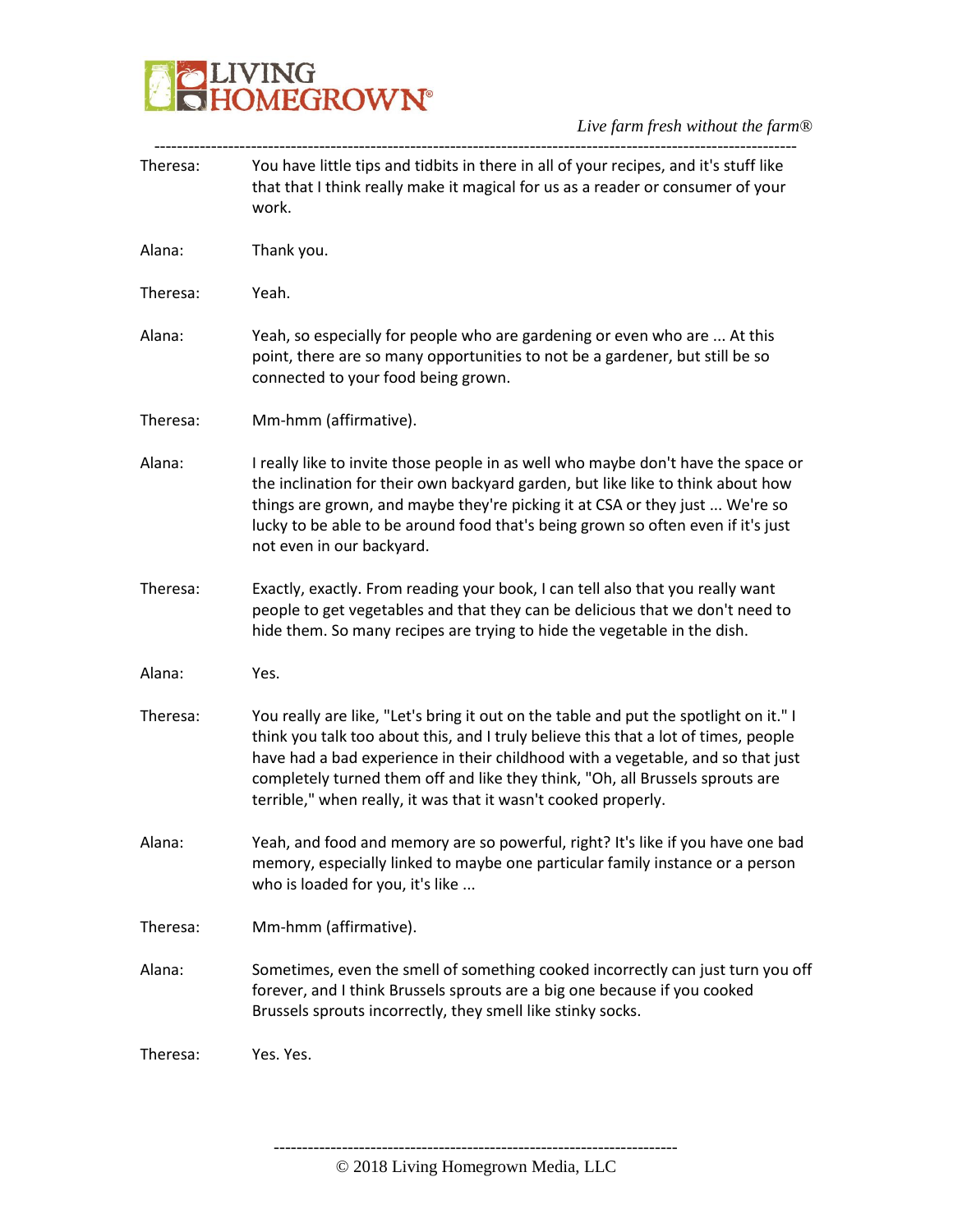Theresa: You have little tips and tidbits in there in all of your recipes, and it's stuff like that that I think really make it magical for us as a reader or consumer of your work.

Alana: Thank you.

Theresa: Yeah.

Alana: Yeah, so especially for people who are gardening or even who are ... At this point, there are so many opportunities to not be a gardener, but still be so connected to your food being grown.

Theresa: Mm-hmm (affirmative).

Alana: I really like to invite those people in as well who maybe don't have the space or the inclination for their own backyard garden, but like like to think about how things are grown, and maybe they're picking it at CSA or they just ... We're so lucky to be able to be around food that's being grown so often even if it's just not even in our backyard.

Theresa: Exactly, exactly. From reading your book, I can tell also that you really want people to get vegetables and that they can be delicious that we don't need to hide them. So many recipes are trying to hide the vegetable in the dish.

Alana: Yes.

Theresa: You really are like, "Let's bring it out on the table and put the spotlight on it." I think you talk too about this, and I truly believe this that a lot of times, people have had a bad experience in their childhood with a vegetable, and so that just completely turned them off and like they think, "Oh, all Brussels sprouts are terrible," when really, it was that it wasn't cooked properly.

Alana: Yeah, and food and memory are so powerful, right? It's like if you have one bad memory, especially linked to maybe one particular family instance or a person who is loaded for you, it's like ...

Theresa: Mm-hmm (affirmative).

Alana: Sometimes, even the smell of something cooked incorrectly can just turn you off forever, and I think Brussels sprouts are a big one because if you cooked Brussels sprouts incorrectly, they smell like stinky socks.

Theresa: Yes. Yes.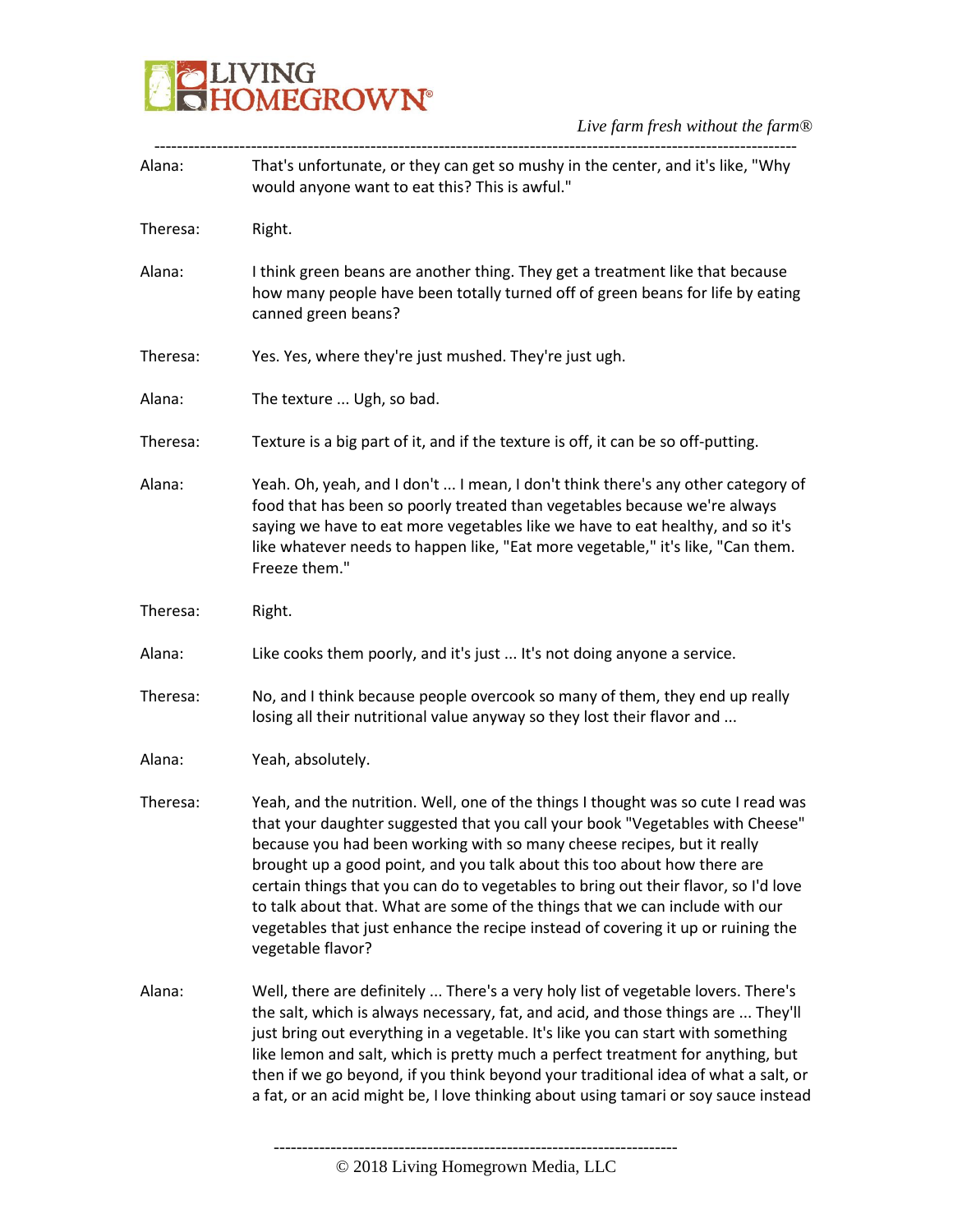Alana: That's unfortunate, or they can get so mushy in the center, and it's like, "Why would anyone want to eat this? This is awful."

Theresa: Right.

Alana: I think green beans are another thing. They get a treatment like that because how many people have been totally turned off of green beans for life by eating canned green beans?

Theresa: Yes. Yes, where they're just mushed. They're just ugh.

Alana: The texture ... Ugh, so bad.

Theresa: Texture is a big part of it, and if the texture is off, it can be so off-putting.

Alana: Yeah. Oh, yeah, and I don't ... I mean, I don't think there's any other category of food that has been so poorly treated than vegetables because we're always saying we have to eat more vegetables like we have to eat healthy, and so it's like whatever needs to happen like, "Eat more vegetable," it's like, "Can them. Freeze them."

Theresa: Right.

Alana: Like cooks them poorly, and it's just ... It's not doing anyone a service.

Theresa: No, and I think because people overcook so many of them, they end up really losing all their nutritional value anyway so they lost their flavor and ...

Alana: Yeah, absolutely.

Theresa: Yeah, and the nutrition. Well, one of the things I thought was so cute I read was that your daughter suggested that you call your book "Vegetables with Cheese" because you had been working with so many cheese recipes, but it really brought up a good point, and you talk about this too about how there are certain things that you can do to vegetables to bring out their flavor, so I'd love to talk about that. What are some of the things that we can include with our vegetables that just enhance the recipe instead of covering it up or ruining the vegetable flavor?

Alana: Well, there are definitely ... There's a very holy list of vegetable lovers. There's the salt, which is always necessary, fat, and acid, and those things are ... They'll just bring out everything in a vegetable. It's like you can start with something like lemon and salt, which is pretty much a perfect treatment for anything, but then if we go beyond, if you think beyond your traditional idea of what a salt, or a fat, or an acid might be, I love thinking about using tamari or soy sauce instead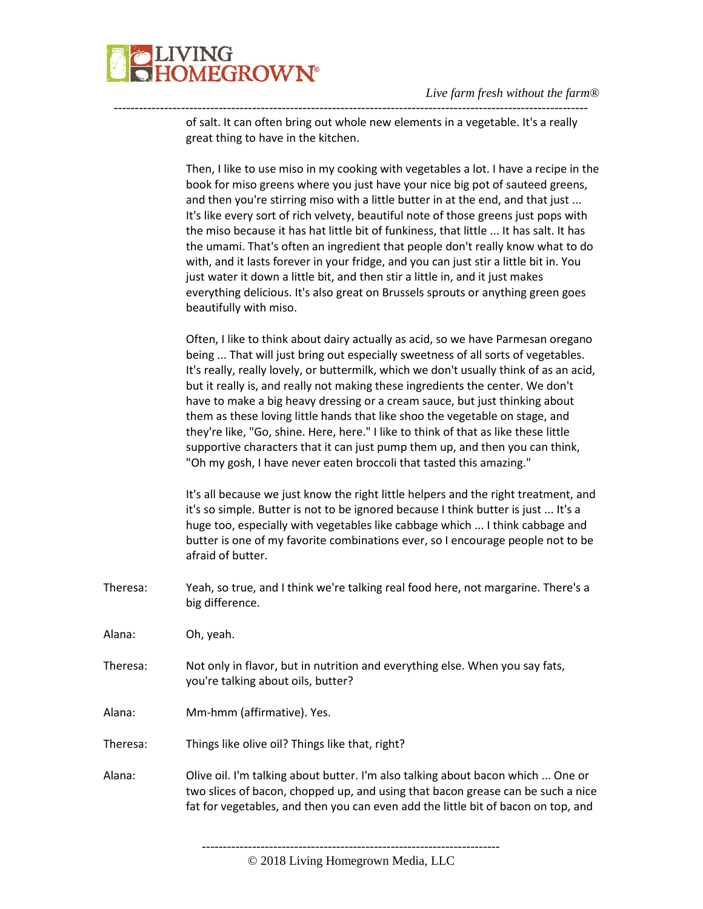of salt. It can often bring out whole new elements in a vegetable. It's a really great thing to have in the kitchen.

Then, I like to use miso in my cooking with vegetables a lot. I have a recipe in the book for miso greens where you just have your nice big pot of sauteed greens, and then you're stirring miso with a little butter in at the end, and that just ... It's like every sort of rich velvety, beautiful note of those greens just pops with the miso because it has hat little bit of funkiness, that little ... It has salt. It has the umami. That's often an ingredient that people don't really know what to do with, and it lasts forever in your fridge, and you can just stir a little bit in. You just water it down a little bit, and then stir a little in, and it just makes everything delicious. It's also great on Brussels sprouts or anything green goes beautifully with miso.

Often, I like to think about dairy actually as acid, so we have Parmesan oregano being ... That will just bring out especially sweetness of all sorts of vegetables. It's really, really lovely, or buttermilk, which we don't usually think of as an acid, but it really is, and really not making these ingredients the center. We don't have to make a big heavy dressing or a cream sauce, but just thinking about them as these loving little hands that like shoo the vegetable on stage, and they're like, "Go, shine. Here, here." I like to think of that as like these little supportive characters that it can just pump them up, and then you can think, "Oh my gosh, I have never eaten broccoli that tasted this amazing."

It's all because we just know the right little helpers and the right treatment, and it's so simple. Butter is not to be ignored because I think butter is just ... It's a huge too, especially with vegetables like cabbage which ... I think cabbage and butter is one of my favorite combinations ever, so I encourage people not to be afraid of butter.

Theresa: Yeah, so true, and I think we're talking real food here, not margarine. There's a big difference.

Alana: Oh, yeah.

Theresa: Not only in flavor, but in nutrition and everything else. When you say fats, you're talking about oils, butter?

Alana: Mm-hmm (affirmative). Yes.

Theresa: Things like olive oil? Things like that, right?

Alana: Olive oil. I'm talking about butter. I'm also talking about bacon which ... One or two slices of bacon, chopped up, and using that bacon grease can be such a nice fat for vegetables, and then you can even add the little bit of bacon on top, and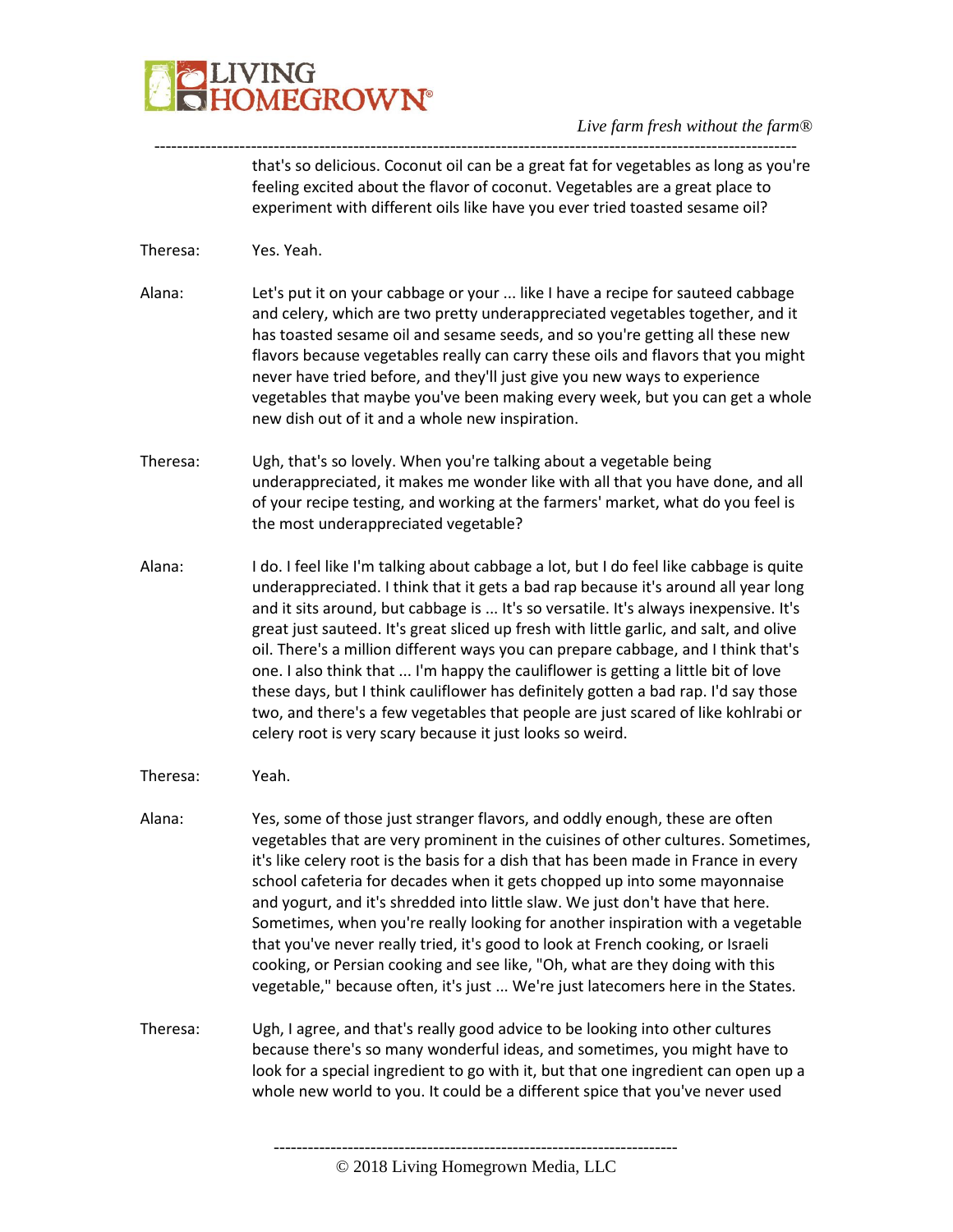that's so delicious. Coconut oil can be a great fat for vegetables as long as you're feeling excited about the flavor of coconut. Vegetables are a great place to experiment with different oils like have you ever tried toasted sesame oil?

Theresa: Yes. Yeah.

Alana: Let's put it on your cabbage or your ... like I have a recipe for sauteed cabbage and celery, which are two pretty underappreciated vegetables together, and it has toasted sesame oil and sesame seeds, and so you're getting all these new flavors because vegetables really can carry these oils and flavors that you might never have tried before, and they'll just give you new ways to experience vegetables that maybe you've been making every week, but you can get a whole new dish out of it and a whole new inspiration.

Theresa: Ugh, that's so lovely. When you're talking about a vegetable being underappreciated, it makes me wonder like with all that you have done, and all of your recipe testing, and working at the farmers' market, what do you feel is the most underappreciated vegetable?

Alana: I do. I feel like I'm talking about cabbage a lot, but I do feel like cabbage is quite underappreciated. I think that it gets a bad rap because it's around all year long and it sits around, but cabbage is ... It's so versatile. It's always inexpensive. It's great just sauteed. It's great sliced up fresh with little garlic, and salt, and olive oil. There's a million different ways you can prepare cabbage, and I think that's one. I also think that ... I'm happy the cauliflower is getting a little bit of love these days, but I think cauliflower has definitely gotten a bad rap. I'd say those two, and there's a few vegetables that people are just scared of like kohlrabi or celery root is very scary because it just looks so weird.

Theresa: Yeah.

Alana: Yes, some of those just stranger flavors, and oddly enough, these are often vegetables that are very prominent in the cuisines of other cultures. Sometimes, it's like celery root is the basis for a dish that has been made in France in every school cafeteria for decades when it gets chopped up into some mayonnaise and yogurt, and it's shredded into little slaw. We just don't have that here. Sometimes, when you're really looking for another inspiration with a vegetable that you've never really tried, it's good to look at French cooking, or Israeli cooking, or Persian cooking and see like, "Oh, what are they doing with this vegetable," because often, it's just ... We're just latecomers here in the States.

Theresa: Ugh, I agree, and that's really good advice to be looking into other cultures because there's so many wonderful ideas, and sometimes, you might have to look for a special ingredient to go with it, but that one ingredient can open up a whole new world to you. It could be a different spice that you've never used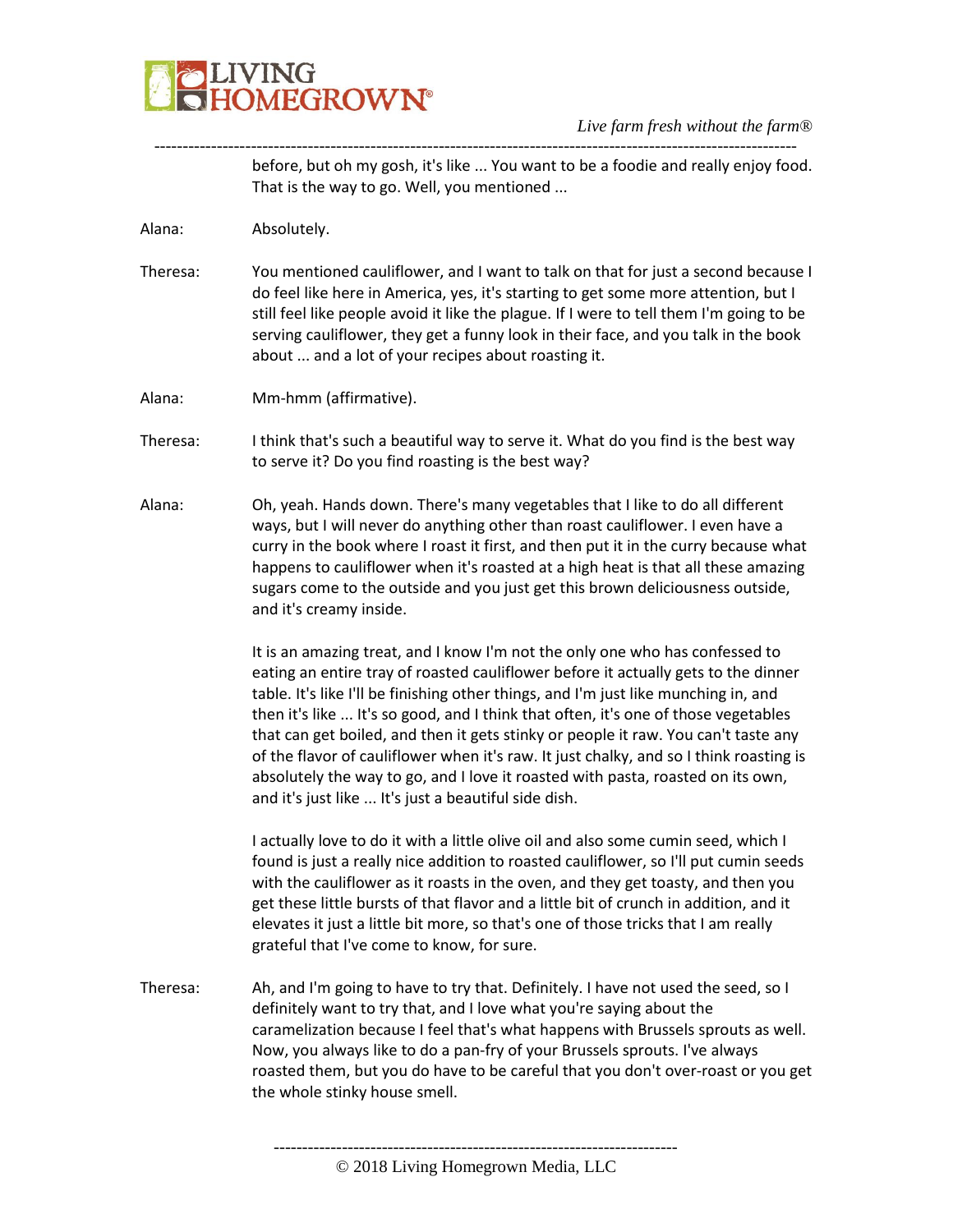before, but oh my gosh, it's like ... You want to be a foodie and really enjoy food. That is the way to go. Well, you mentioned ...

Alana: Absolutely.

Theresa: You mentioned cauliflower, and I want to talk on that for just a second because I do feel like here in America, yes, it's starting to get some more attention, but I still feel like people avoid it like the plague. If I were to tell them I'm going to be serving cauliflower, they get a funny look in their face, and you talk in the book about ... and a lot of your recipes about roasting it.

Alana: Mm-hmm (affirmative).

Theresa: I think that's such a beautiful way to serve it. What do you find is the best way to serve it? Do you find roasting is the best way?

Alana: Oh, yeah. Hands down. There's many vegetables that I like to do all different ways, but I will never do anything other than roast cauliflower. I even have a curry in the book where I roast it first, and then put it in the curry because what happens to cauliflower when it's roasted at a high heat is that all these amazing sugars come to the outside and you just get this brown deliciousness outside, and it's creamy inside.

It is an amazing treat, and I know I'm not the only one who has confessed to eating an entire tray of roasted cauliflower before it actually gets to the dinner table. It's like I'll be finishing other things, and I'm just like munching in, and then it's like ... It's so good, and I think that often, it's one of those vegetables that can get boiled, and then it gets stinky or people it raw. You can't taste any of the flavor of cauliflower when it's raw. It just chalky, and so I think roasting is absolutely the way to go, and I love it roasted with pasta, roasted on its own, and it's just like ... It's just a beautiful side dish.

I actually love to do it with a little olive oil and also some cumin seed, which I found is just a really nice addition to roasted cauliflower, so I'll put cumin seeds with the cauliflower as it roasts in the oven, and they get toasty, and then you get these little bursts of that flavor and a little bit of crunch in addition, and it elevates it just a little bit more, so that's one of those tricks that I am really grateful that I've come to know, for sure.

Theresa: Ah, and I'm going to have to try that. Definitely. I have not used the seed, so I definitely want to try that, and I love what you're saying about the caramelization because I feel that's what happens with Brussels sprouts as well. Now, you always like to do a pan-fry of your Brussels sprouts. I've always roasted them, but you do have to be careful that you don't over-roast or you get the whole stinky house smell.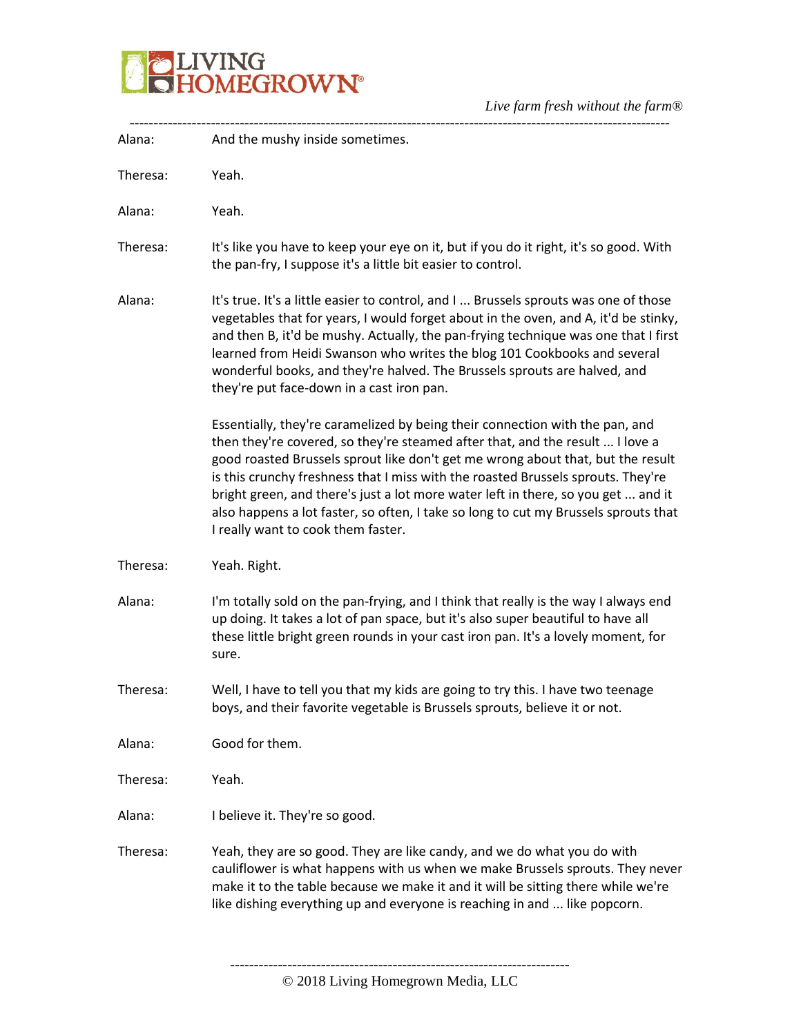Alana: And the mushy inside sometimes.

Theresa: Yeah.

Alana: Yeah.

Theresa: It's like you have to keep your eye on it, but if you do it right, it's so good. With the pan-fry, I suppose it's a little bit easier to control.

Alana: It's true. It's a little easier to control, and I ... Brussels sprouts was one of those vegetables that for years, I would forget about in the oven, and A, it'd be stinky, and then B, it'd be mushy. Actually, the pan-frying technique was one that I first learned from Heidi Swanson who writes the blog 101 Cookbooks and several wonderful books, and they're halved. The Brussels sprouts are halved, and they're put face-down in a cast iron pan.

Essentially, they're caramelized by being their connection with the pan, and then they're covered, so they're steamed after that, and the result ... I love a good roasted Brussels sprout like don't get me wrong about that, but the result is this crunchy freshness that I miss with the roasted Brussels sprouts. They're bright green, and there's just a lot more water left in there, so you get ... and it also happens a lot faster, so often, I take so long to cut my Brussels sprouts that I really want to cook them faster.

Theresa: Yeah. Right.

Alana: I'm totally sold on the pan-frying, and I think that really is the way I always end up doing. It takes a lot of pan space, but it's also super beautiful to have all these little bright green rounds in your cast iron pan. It's a lovely moment, for sure.

Theresa: Well, I have to tell you that my kids are going to try this. I have two teenage boys, and their favorite vegetable is Brussels sprouts, believe it or not.

Alana: Good for them.

Theresa: Yeah.

Alana: I believe it. They're so good.

Theresa: Yeah, they are so good. They are like candy, and we do what you do with cauliflower is what happens with us when we make Brussels sprouts. They never make it to the table because we make it and it will be sitting there while we're like dishing everything up and everyone is reaching in and ... like popcorn.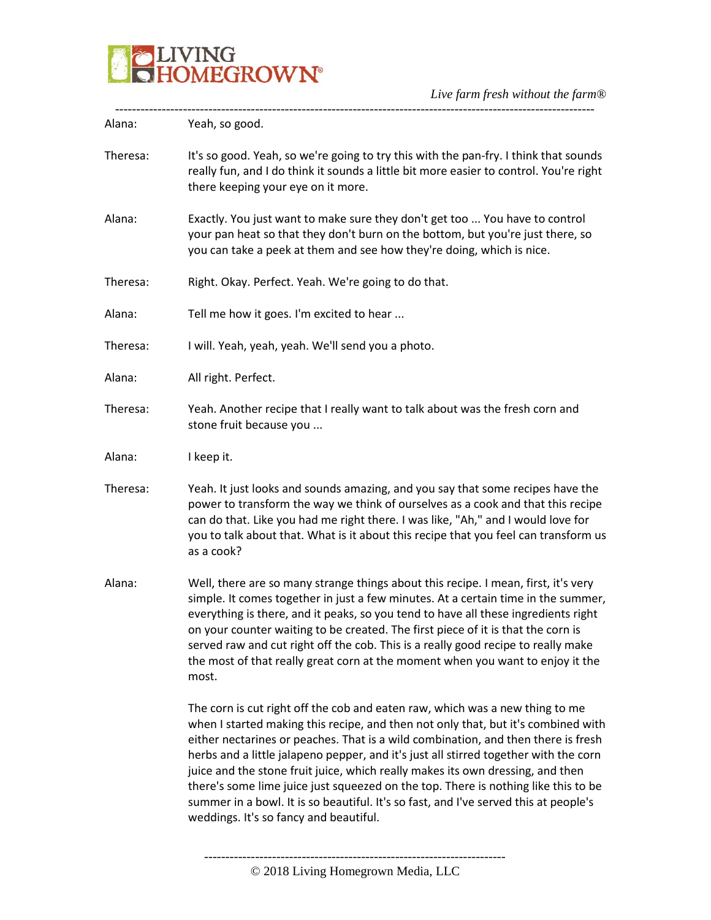Alana: Yeah, so good.

Theresa: It's so good. Yeah, so we're going to try this with the pan-fry. I think that sounds really fun, and I do think it sounds a little bit more easier to control. You're right there keeping your eye on it more.

Alana: Exactly. You just want to make sure they don't get too ... You have to control your pan heat so that they don't burn on the bottom, but you're just there, so you can take a peek at them and see how they're doing, which is nice.

Theresa: Right. Okay. Perfect. Yeah. We're going to do that.

Alana: Tell me how it goes. I'm excited to hear ...

Theresa: I will. Yeah, yeah, yeah. We'll send you a photo.

Alana: All right. Perfect.

Theresa: Yeah. Another recipe that I really want to talk about was the fresh corn and stone fruit because you ...

Alana: I keep it.

Theresa: Yeah. It just looks and sounds amazing, and you say that some recipes have the power to transform the way we think of ourselves as a cook and that this recipe can do that. Like you had me right there. I was like, "Ah," and I would love for you to talk about that. What is it about this recipe that you feel can transform us as a cook?

Alana: Well, there are so many strange things about this recipe. I mean, first, it's very simple. It comes together in just a few minutes. At a certain time in the summer, everything is there, and it peaks, so you tend to have all these ingredients right on your counter waiting to be created. The first piece of it is that the corn is served raw and cut right off the cob. This is a really good recipe to really make the most of that really great corn at the moment when you want to enjoy it the most.

The corn is cut right off the cob and eaten raw, which was a new thing to me when I started making this recipe, and then not only that, but it's combined with either nectarines or peaches. That is a wild combination, and then there is fresh herbs and a little jalapeno pepper, and it's just all stirred together with the corn juice and the stone fruit juice, which really makes its own dressing, and then there's some lime juice just squeezed on the top. There is nothing like this to be summer in a bowl. It is so beautiful. It's so fast, and I've served this at people's weddings. It's so fancy and beautiful.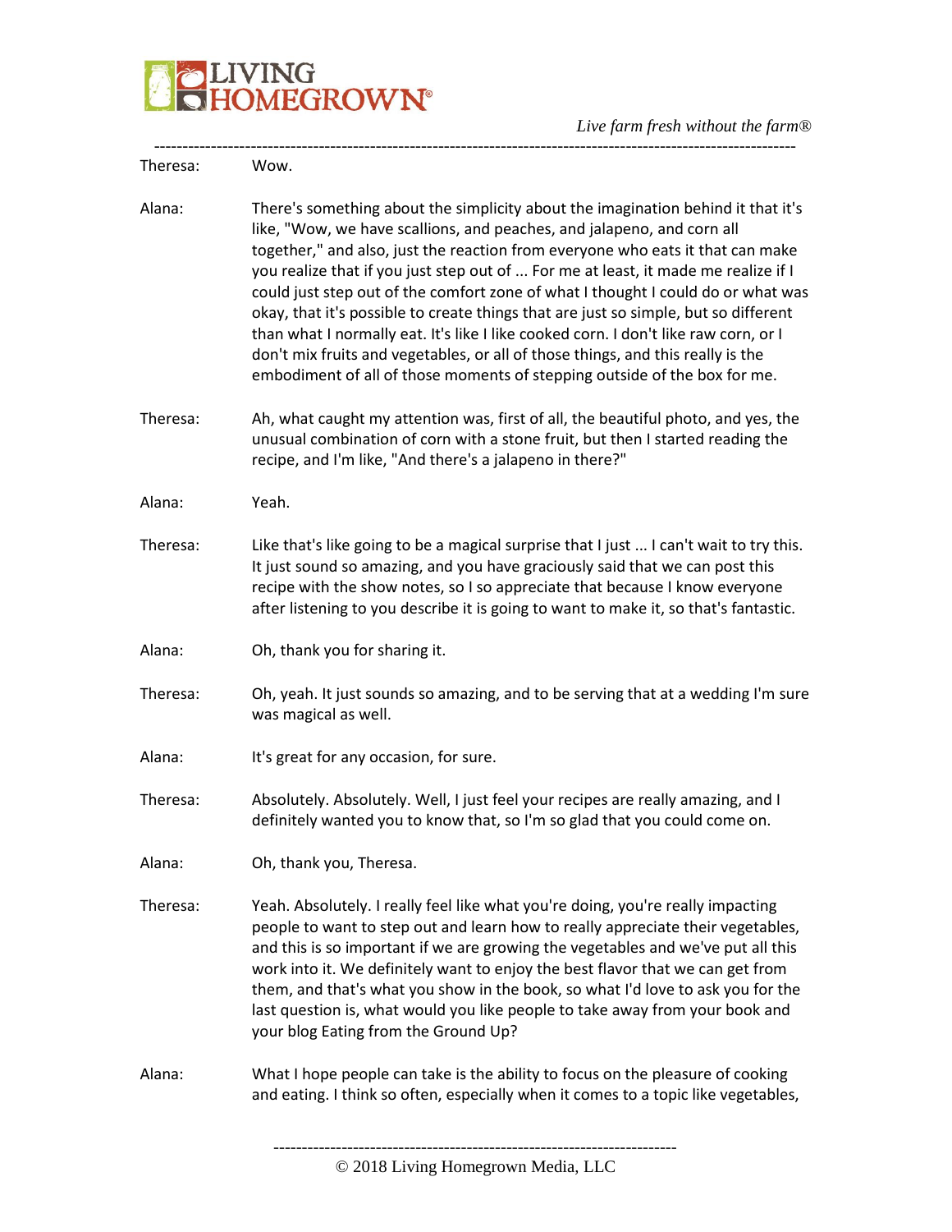Theresa: Wow.

Alana: There's something about the simplicity about the imagination behind it that it's like, "Wow, we have scallions, and peaches, and jalapeno, and corn all together," and also, just the reaction from everyone who eats it that can make you realize that if you just step out of ... For me at least, it made me realize if I could just step out of the comfort zone of what I thought I could do or what was okay, that it's possible to create things that are just so simple, but so different than what I normally eat. It's like I like cooked corn. I don't like raw corn, or I don't mix fruits and vegetables, or all of those things, and this really is the embodiment of all of those moments of stepping outside of the box for me.

Theresa: Ah, what caught my attention was, first of all, the beautiful photo, and yes, the unusual combination of corn with a stone fruit, but then I started reading the recipe, and I'm like, "And there's a jalapeno in there?"

Alana: Yeah.

Theresa: Like that's like going to be a magical surprise that I just ... I can't wait to try this. It just sound so amazing, and you have graciously said that we can post this recipe with the show notes, so I so appreciate that because I know everyone after listening to you describe it is going to want to make it, so that's fantastic.

Alana: Oh, thank you for sharing it.

Theresa: Oh, yeah. It just sounds so amazing, and to be serving that at a wedding I'm sure was magical as well.

Alana: It's great for any occasion, for sure.

Theresa: Absolutely. Absolutely. Well, I just feel your recipes are really amazing, and I definitely wanted you to know that, so I'm so glad that you could come on.

Alana: Oh, thank you, Theresa.

Theresa: Yeah. Absolutely. I really feel like what you're doing, you're really impacting people to want to step out and learn how to really appreciate their vegetables, and this is so important if we are growing the vegetables and we've put all this work into it. We definitely want to enjoy the best flavor that we can get from them, and that's what you show in the book, so what I'd love to ask you for the last question is, what would you like people to take away from your book and your blog Eating from the Ground Up?

Alana: What I hope people can take is the ability to focus on the pleasure of cooking and eating. I think so often, especially when it comes to a topic like vegetables,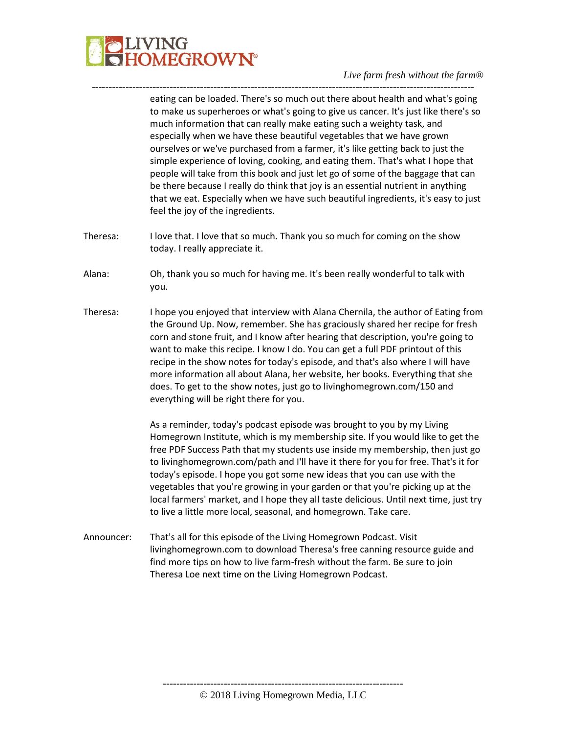eating can be loaded. There's so much out there about health and what's going to make us superheroes or what's going to give us cancer. It's just like there's so much information that can really make eating such a weighty task, and especially when we have these beautiful vegetables that we have grown ourselves or we've purchased from a farmer, it's like getting back to just the simple experience of loving, cooking, and eating them. That's what I hope that people will take from this book and just let go of some of the baggage that can be there because I really do think that joy is an essential nutrient in anything that we eat. Especially when we have such beautiful ingredients, it's easy to just feel the joy of the ingredients.

Theresa: I love that. I love that so much. Thank you so much for coming on the show today. I really appreciate it.

Alana: Oh, thank you so much for having me. It's been really wonderful to talk with you.

Theresa: I hope you enjoyed that interview with Alana Chernila, the author of Eating from the Ground Up. Now, remember. She has graciously shared her recipe for fresh corn and stone fruit, and I know after hearing that description, you're going to want to make this recipe. I know I do. You can get a full PDF printout of this recipe in the show notes for today's episode, and that's also where I will have more information all about Alana, her website, her books. Everything that she does. To get to the show notes, just go to livinghomegrown.com/150 and everything will be right there for you.

As a reminder, today's podcast episode was brought to you by my Living Homegrown Institute, which is my membership site. If you would like to get the free PDF Success Path that my students use inside my membership, then just go to livinghomegrown.com/path and I'll have it there for you for free. That's it for today's episode. I hope you got some new ideas that you can use with the vegetables that you're growing in your garden or that you're picking up at the local farmers' market, and I hope they all taste delicious. Until next time, just try to live a little more local, seasonal, and homegrown. Take care.

Announcer: That's all for this episode of the Living Homegrown Podcast. Visit livinghomegrown.com to download Theresa's free canning resource guide and find more tips on how to live farm-fresh without the farm. Be sure to join Theresa Loe next time on the Living Homegrown Podcast.